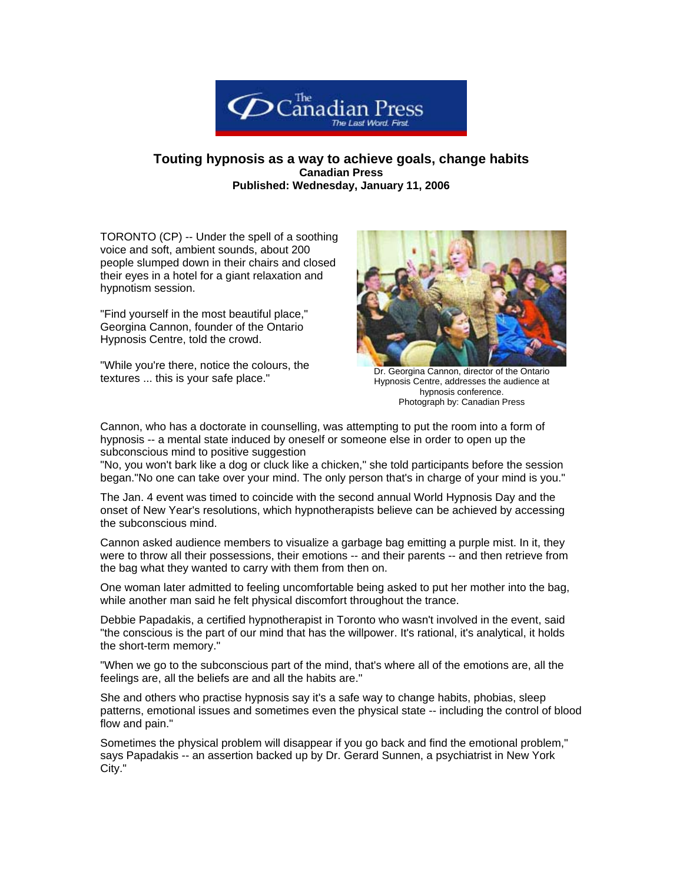# Touting hypnosis as a way to achieve goals, change habits

**Canadian Press**

**Published: Wednesday, January 11, 2006**

TORONTO (CP) -- Under the spell of a soothing voice and soft, ambient sounds, about 200 people slumped down in their chairs and closed their eyes in a hotel for a giant relaxation and hypnotism session.

"Find yourself in the most beautiful place," Georgina Cannon, founder of the Ontario Hypnosis Centre, told the crowd.

"While you're there, notice the colours, the textures ... this is your safe place."

Dr. Georgina Cannon, director of the Ontario Hypnosis Centre, addresses the audience at hypnosis conference.
Photograph by: Canadian Press

Cannon, who has a doctorate in counselling, was attempting to put the room into a form of hypnosis -- a mental state induced by oneself or someone else in order to open up the subconscious mind to positive suggestion
"No, you won't bark like a dog or cluck like a chicken," she told participants before the session began."No one can take over your mind. The only person that's in charge of your mind is you."

The Jan. 4 event was timed to coincide with the second annual World Hypnosis Day and the onset of New Year's resolutions, which hypnotherapists believe can be achieved by accessing the subconscious mind.

Cannon asked audience members to visualize a garbage bag emitting a purple mist. In it, they were to throw all their possessions, their emotions -- and their parents -- and then retrieve from the bag what they wanted to carry with them from then on.

One woman later admitted to feeling uncomfortable being asked to put her mother into the bag, while another man said he felt physical discomfort throughout the trance.

Debbie Papadakis, a certified hypnotherapist in Toronto who wasn't involved in the event, said "the conscious is the part of our mind that has the willpower. It's rational, it's analytical, it holds the short-term memory."

"When we go to the subconscious part of the mind, that's where all of the emotions are, all the feelings are, all the beliefs are and all the habits are."

She and others who practise hypnosis say it's a safe way to change habits, phobias, sleep patterns, emotional issues and sometimes even the physical state -- including the control of blood flow and pain."

Sometimes the physical problem will disappear if you go back and find the emotional problem," says Papadakis -- an assertion backed up by Dr. Gerard Sunnen, a psychiatrist in New York City."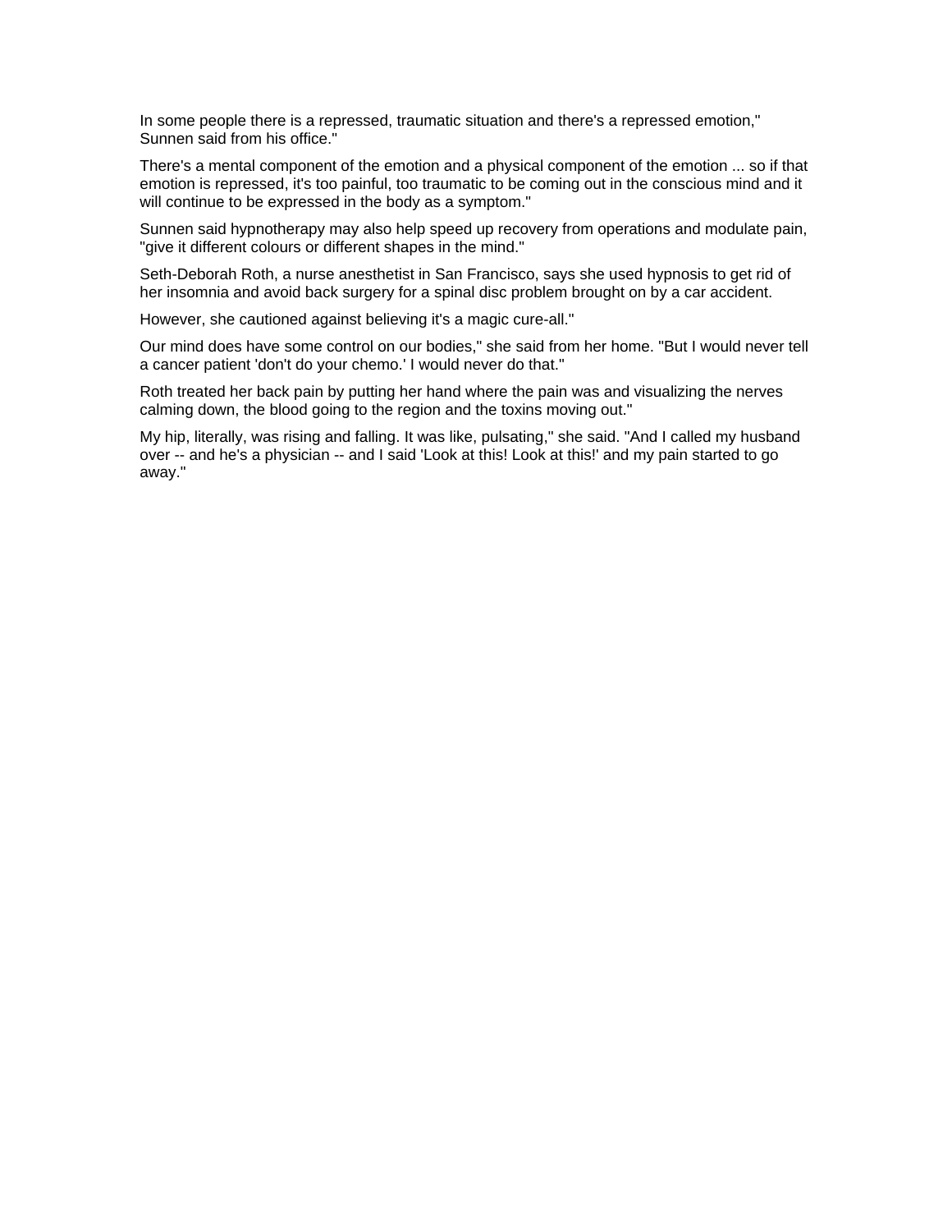In some people there is a repressed, traumatic situation and there's a repressed emotion," Sunnen said from his office."

There's a mental component of the emotion and a physical component of the emotion ... so if that emotion is repressed, it's too painful, too traumatic to be coming out in the conscious mind and it will continue to be expressed in the body as a symptom."

Sunnen said hypnotherapy may also help speed up recovery from operations and modulate pain, "give it different colours or different shapes in the mind."

Seth-Deborah Roth, a nurse anesthetist in San Francisco, says she used hypnosis to get rid of her insomnia and avoid back surgery for a spinal disc problem brought on by a car accident.

However, she cautioned against believing it's a magic cure-all."

Our mind does have some control on our bodies," she said from her home. "But I would never tell a cancer patient 'don't do your chemo.' I would never do that."

Roth treated her back pain by putting her hand where the pain was and visualizing the nerves calming down, the blood going to the region and the toxins moving out."

My hip, literally, was rising and falling. It was like, pulsating," she said. "And I called my husband over -- and he's a physician -- and I said 'Look at this! Look at this!' and my pain started to go away."